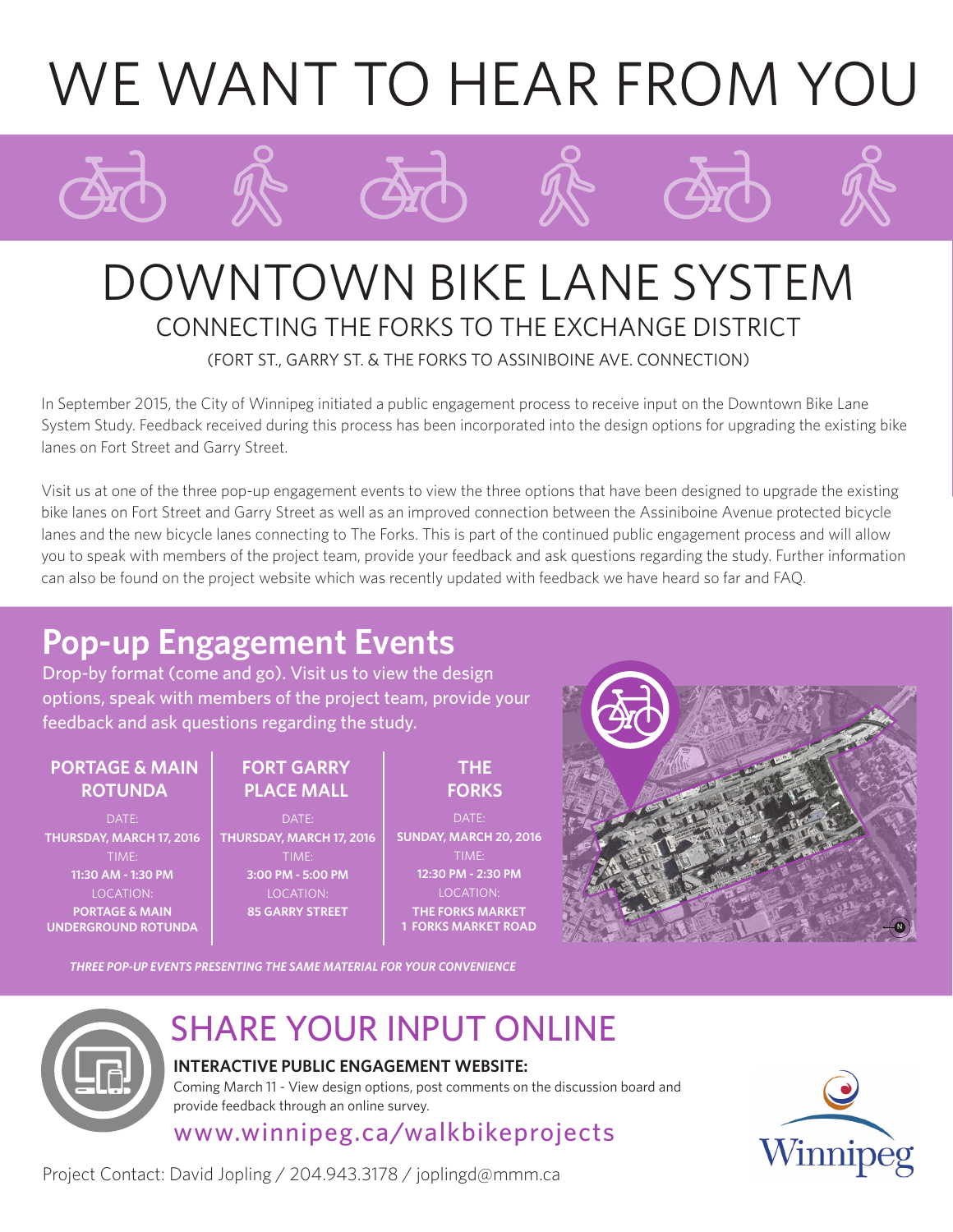# WE WANT TO HEAR FROM YOU

## DOWNTOWN BIKE LANE SYSTEM

### CONNECTING THE FORKS TO THE EXCHANGE DISTRICT

(FORT ST., GARRY ST. & THE FORKS TO ASSINIBOINE AVE. CONNECTION)

In September 2015, the City of Winnipeg initiated a public engagement process to receive input on the Downtown Bike Lane System Study. Feedback received during this process has been incorporated into the design options for upgrading the existing bike lanes on Fort Street and Garry Street.

Visit us at one of the three pop-up engagement events to view the three options that have been designed to upgrade the existing bike lanes on Fort Street and Garry Street as well as an improved connection between the Assiniboine Avenue protected bicycle lanes and the new bicycle lanes connecting to The Forks. This is part of the continued public engagement process and will allow you to speak with members of the project team, provide your feedback and ask questions regarding the study. Further information can also be found on the project website which was recently updated with feedback we have heard so far and FAQ.

## Pop-up Engagement Events

Drop-by format (come and go). Visit us to view the design options, speak with members of the project team, provide your feedback and ask questions regarding the study.

| PORTAGE & MAIN ROTUNDA | FORT GARRY PLACE MALL | THE FORKS |
|---|---|---|
| DATE: **THURSDAY, MARCH 17, 2016** | DATE: **THURSDAY, MARCH 17, 2016** | DATE: **SUNDAY, MARCH 20, 2016** |
| TIME: **11:30 AM - 1:30 PM** | TIME: **3:00 PM - 5:00 PM** | TIME: **12:30 PM - 2:30 PM** |
| LOCATION: **PORTAGE & MAIN UNDERGROUND ROTUNDA** | LOCATION: **85 GARRY STREET** | LOCATION: **THE FORKS MARKET 1 FORKS MARKET ROAD** |

***THREE POP-UP EVENTS PRESENTING THE SAME MATERIAL FOR YOUR CONVENIENCE***

## SHARE YOUR INPUT ONLINE

**INTERACTIVE PUBLIC ENGAGEMENT WEBSITE:**

Coming March 11 - View design options, post comments on the discussion board and provide feedback through an online survey.

www.winnipeg.ca/walkbikeprojects

Project Contact: David Jopling / 204.943.3178 / joplingd@mmm.ca

Winnipeg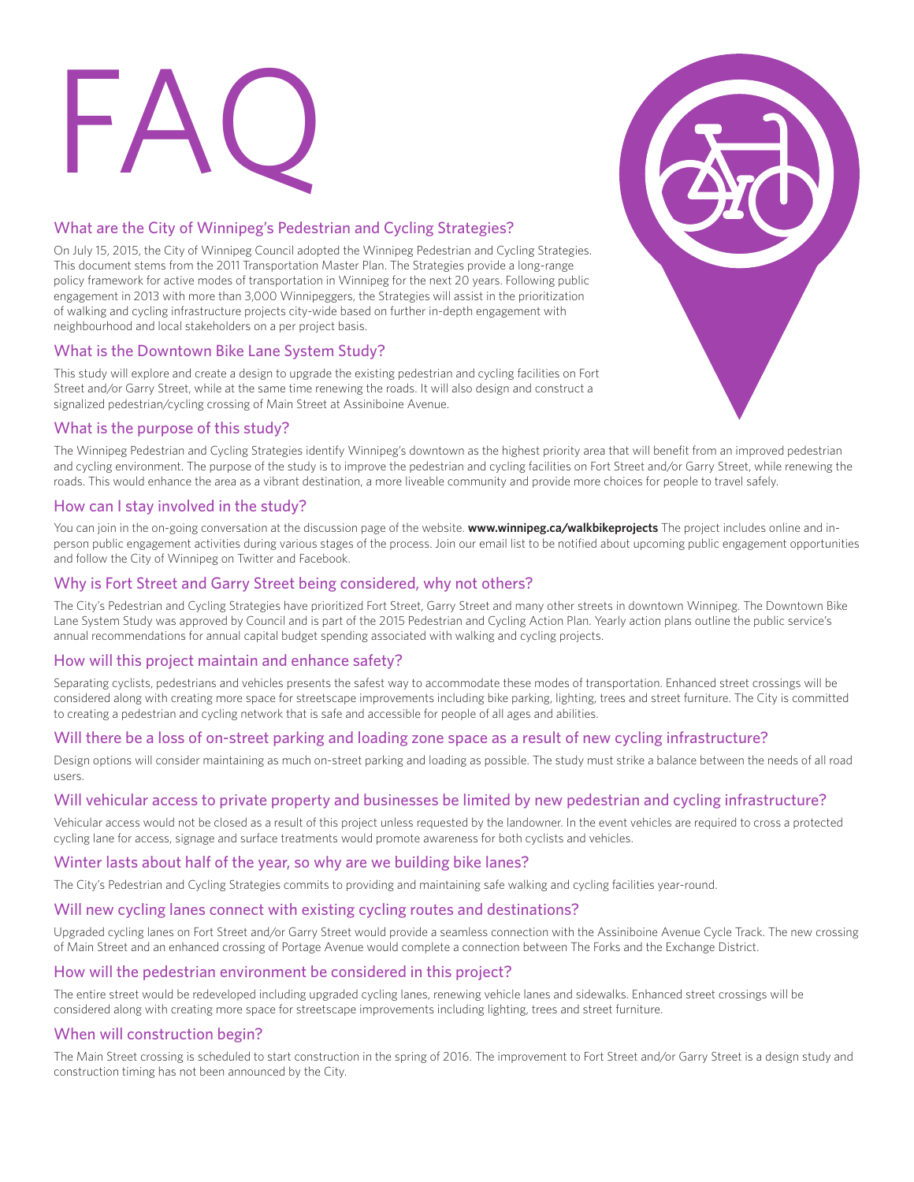# FAQ

## What are the City of Winnipeg's Pedestrian and Cycling Strategies?

On July 15, 2015, the City of Winnipeg Council adopted the Winnipeg Pedestrian and Cycling Strategies. This document stems from the 2011 Transportation Master Plan. The Strategies provide a long-range policy framework for active modes of transportation in Winnipeg for the next 20 years. Following public engagement in 2013 with more than 3,000 Winnipeggers, the Strategies will assist in the prioritization of walking and cycling infrastructure projects city-wide based on further in-depth engagement with neighbourhood and local stakeholders on a per project basis.

## What is the Downtown Bike Lane System Study?

This study will explore and create a design to upgrade the existing pedestrian and cycling facilities on Fort Street and/or Garry Street, while at the same time renewing the roads. It will also design and construct a signalized pedestrian/cycling crossing of Main Street at Assiniboine Avenue.

## What is the purpose of this study?

The Winnipeg Pedestrian and Cycling Strategies identify Winnipeg's downtown as the highest priority area that will benefit from an improved pedestrian and cycling environment. The purpose of the study is to improve the pedestrian and cycling facilities on Fort Street and/or Garry Street, while renewing the roads. This would enhance the area as a vibrant destination, a more liveable community and provide more choices for people to travel safely.

## How can I stay involved in the study?

You can join in the on-going conversation at the discussion page of the website. **www.winnipeg.ca/walkbikeprojects** The project includes online and in-person public engagement activities during various stages of the process. Join our email list to be notified about upcoming public engagement opportunities and follow the City of Winnipeg on Twitter and Facebook.

## Why is Fort Street and Garry Street being considered, why not others?

The City's Pedestrian and Cycling Strategies have prioritized Fort Street, Garry Street and many other streets in downtown Winnipeg. The Downtown Bike Lane System Study was approved by Council and is part of the 2015 Pedestrian and Cycling Action Plan. Yearly action plans outline the public service's annual recommendations for annual capital budget spending associated with walking and cycling projects.

## How will this project maintain and enhance safety?

Separating cyclists, pedestrians and vehicles presents the safest way to accommodate these modes of transportation. Enhanced street crossings will be considered along with creating more space for streetscape improvements including bike parking, lighting, trees and street furniture. The City is committed to creating a pedestrian and cycling network that is safe and accessible for people of all ages and abilities.

## Will there be a loss of on-street parking and loading zone space as a result of new cycling infrastructure?

Design options will consider maintaining as much on-street parking and loading as possible. The study must strike a balance between the needs of all road users.

## Will vehicular access to private property and businesses be limited by new pedestrian and cycling infrastructure?

Vehicular access would not be closed as a result of this project unless requested by the landowner. In the event vehicles are required to cross a protected cycling lane for access, signage and surface treatments would promote awareness for both cyclists and vehicles.

## Winter lasts about half of the year, so why are we building bike lanes?

The City's Pedestrian and Cycling Strategies commits to providing and maintaining safe walking and cycling facilities year-round.

## Will new cycling lanes connect with existing cycling routes and destinations?

Upgraded cycling lanes on Fort Street and/or Garry Street would provide a seamless connection with the Assiniboine Avenue Cycle Track. The new crossing of Main Street and an enhanced crossing of Portage Avenue would complete a connection between The Forks and the Exchange District.

## How will the pedestrian environment be considered in this project?

The entire street would be redeveloped including upgraded cycling lanes, renewing vehicle lanes and sidewalks. Enhanced street crossings will be considered along with creating more space for streetscape improvements including lighting, trees and street furniture.

## When will construction begin?

The Main Street crossing is scheduled to start construction in the spring of 2016. The improvement to Fort Street and/or Garry Street is a design study and construction timing has not been announced by the City.